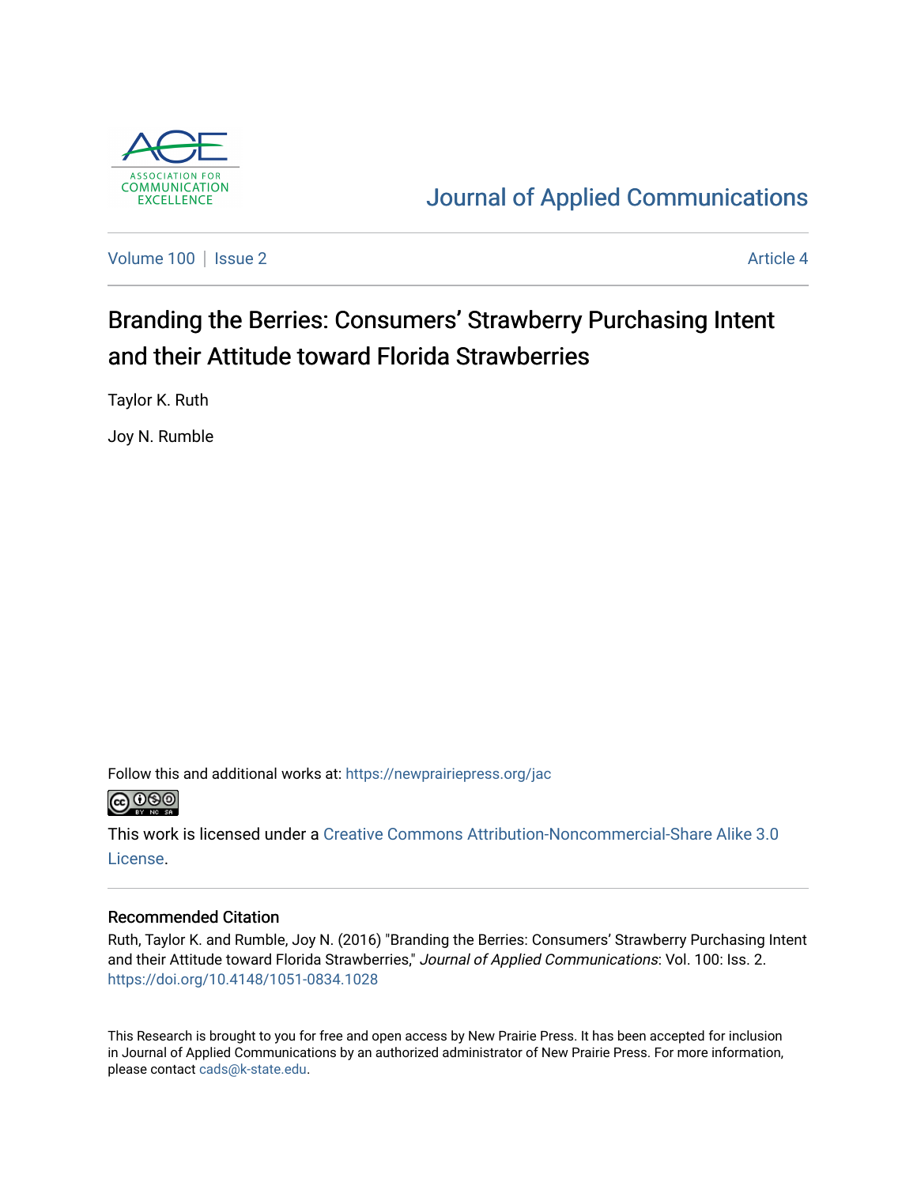ASSOCIATION FOR COMMUNICATION EXCELLENCE

# Journal of Applied Communications

Volume 100 | Issue 2 Article 4

## Branding the Berries: Consumers' Strawberry Purchasing Intent and their Attitude toward Florida Strawberries

Taylor K. Ruth

Joy N. Rumble

Follow this and additional works at: https://newprairiepress.org/jac

This work is licensed under a Creative Commons Attribution-Noncommercial-Share Alike 3.0 License.

### Recommended Citation

Ruth, Taylor K. and Rumble, Joy N. (2016) "Branding the Berries: Consumers' Strawberry Purchasing Intent and their Attitude toward Florida Strawberries," *Journal of Applied Communications*: Vol. 100: Iss. 2. https://doi.org/10.4148/1051-0834.1028

This Research is brought to you for free and open access by New Prairie Press. It has been accepted for inclusion in Journal of Applied Communications by an authorized administrator of New Prairie Press. For more information, please contact cads@k-state.edu.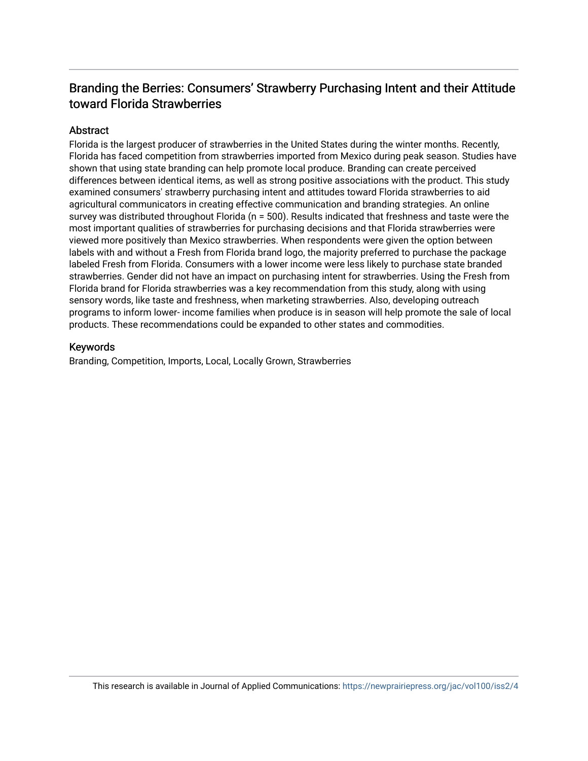# Branding the Berries: Consumers' Strawberry Purchasing Intent and their Attitude toward Florida Strawberries

## Abstract

Florida is the largest producer of strawberries in the United States during the winter months. Recently, Florida has faced competition from strawberries imported from Mexico during peak season. Studies have shown that using state branding can help promote local produce. Branding can create perceived differences between identical items, as well as strong positive associations with the product. This study examined consumers' strawberry purchasing intent and attitudes toward Florida strawberries to aid agricultural communicators in creating effective communication and branding strategies. An online survey was distributed throughout Florida (n = 500). Results indicated that freshness and taste were the most important qualities of strawberries for purchasing decisions and that Florida strawberries were viewed more positively than Mexico strawberries. When respondents were given the option between labels with and without a Fresh from Florida brand logo, the majority preferred to purchase the package labeled Fresh from Florida. Consumers with a lower income were less likely to purchase state branded strawberries. Gender did not have an impact on purchasing intent for strawberries. Using the Fresh from Florida brand for Florida strawberries was a key recommendation from this study, along with using sensory words, like taste and freshness, when marketing strawberries. Also, developing outreach programs to inform lower- income families when produce is in season will help promote the sale of local products. These recommendations could be expanded to other states and commodities.

## Keywords

Branding, Competition, Imports, Local, Locally Grown, Strawberries

This research is available in Journal of Applied Communications: https://newprairiepress.org/jac/vol100/iss2/4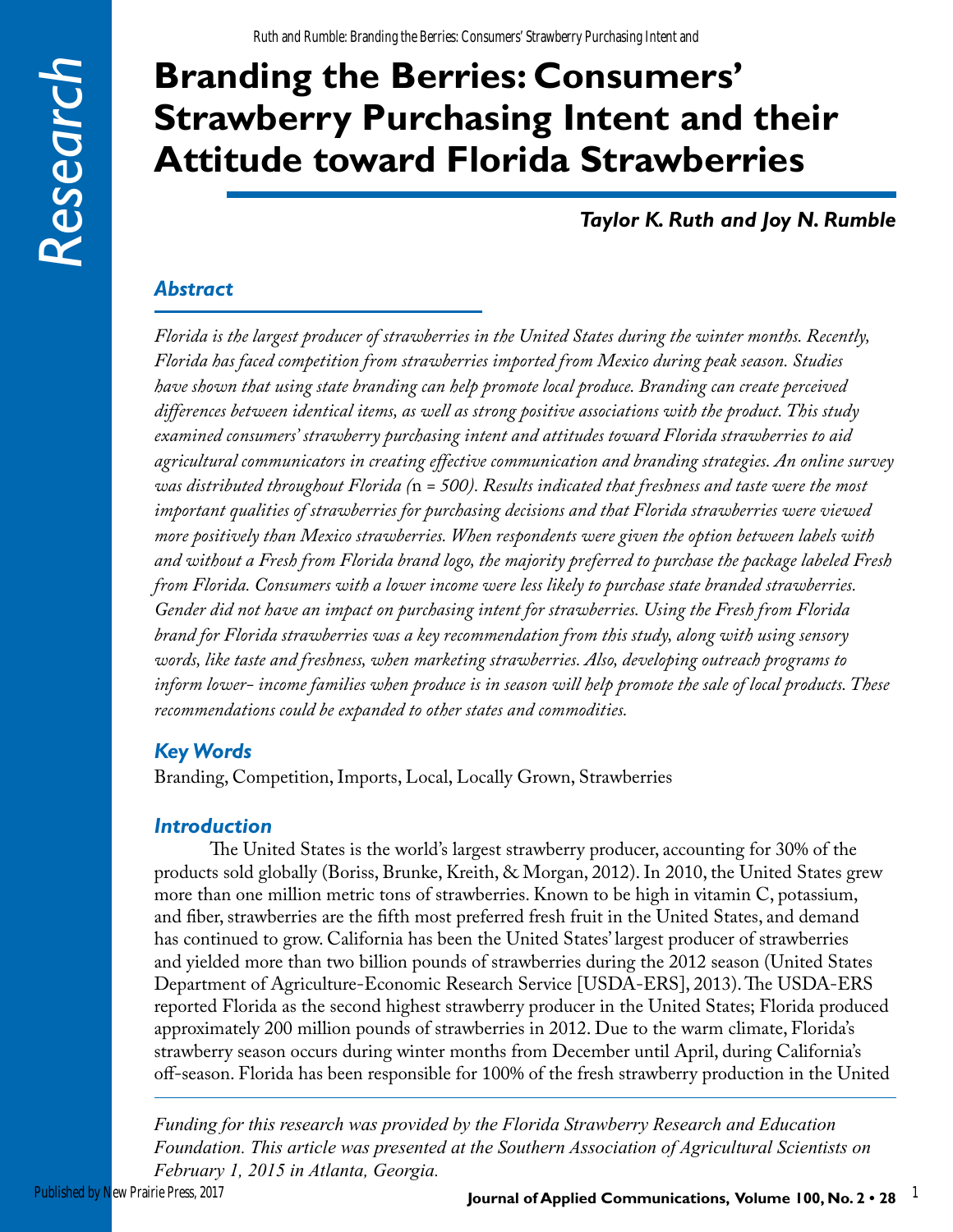# Branding the Berries: Consumers' Strawberry Purchasing Intent and their Attitude toward Florida Strawberries

***Taylor K. Ruth and Joy N. Rumble***

## *Abstract*

*Florida is the largest producer of strawberries in the United States during the winter months. Recently, Florida has faced competition from strawberries imported from Mexico during peak season. Studies have shown that using state branding can help promote local produce. Branding can create perceived differences between identical items, as well as strong positive associations with the product. This study examined consumers' strawberry purchasing intent and attitudes toward Florida strawberries to aid agricultural communicators in creating effective communication and branding strategies. An online survey was distributed throughout Florida (*n *= 500). Results indicated that freshness and taste were the most important qualities of strawberries for purchasing decisions and that Florida strawberries were viewed more positively than Mexico strawberries. When respondents were given the option between labels with and without a Fresh from Florida brand logo, the majority preferred to purchase the package labeled Fresh from Florida. Consumers with a lower income were less likely to purchase state branded strawberries. Gender did not have an impact on purchasing intent for strawberries. Using the Fresh from Florida brand for Florida strawberries was a key recommendation from this study, along with using sensory words, like taste and freshness, when marketing strawberries. Also, developing outreach programs to inform lower- income families when produce is in season will help promote the sale of local products. These recommendations could be expanded to other states and commodities.*

## *Key Words*

Branding, Competition, Imports, Local, Locally Grown, Strawberries

## *Introduction*

The United States is the world's largest strawberry producer, accounting for 30% of the products sold globally (Boriss, Brunke, Kreith, & Morgan, 2012). In 2010, the United States grew more than one million metric tons of strawberries. Known to be high in vitamin C, potassium, and fiber, strawberries are the fifth most preferred fresh fruit in the United States, and demand has continued to grow. California has been the United States' largest producer of strawberries and yielded more than two billion pounds of strawberries during the 2012 season (United States Department of Agriculture-Economic Research Service [USDA-ERS], 2013). The USDA-ERS reported Florida as the second highest strawberry producer in the United States; Florida produced approximately 200 million pounds of strawberries in 2012. Due to the warm climate, Florida's strawberry season occurs during winter months from December until April, during California's off-season. Florida has been responsible for 100% of the fresh strawberry production in the United

*Funding for this research was provided by the Florida Strawberry Research and Education Foundation. This article was presented at the Southern Association of Agricultural Scientists on February 1, 2015 in Atlanta, Georgia.*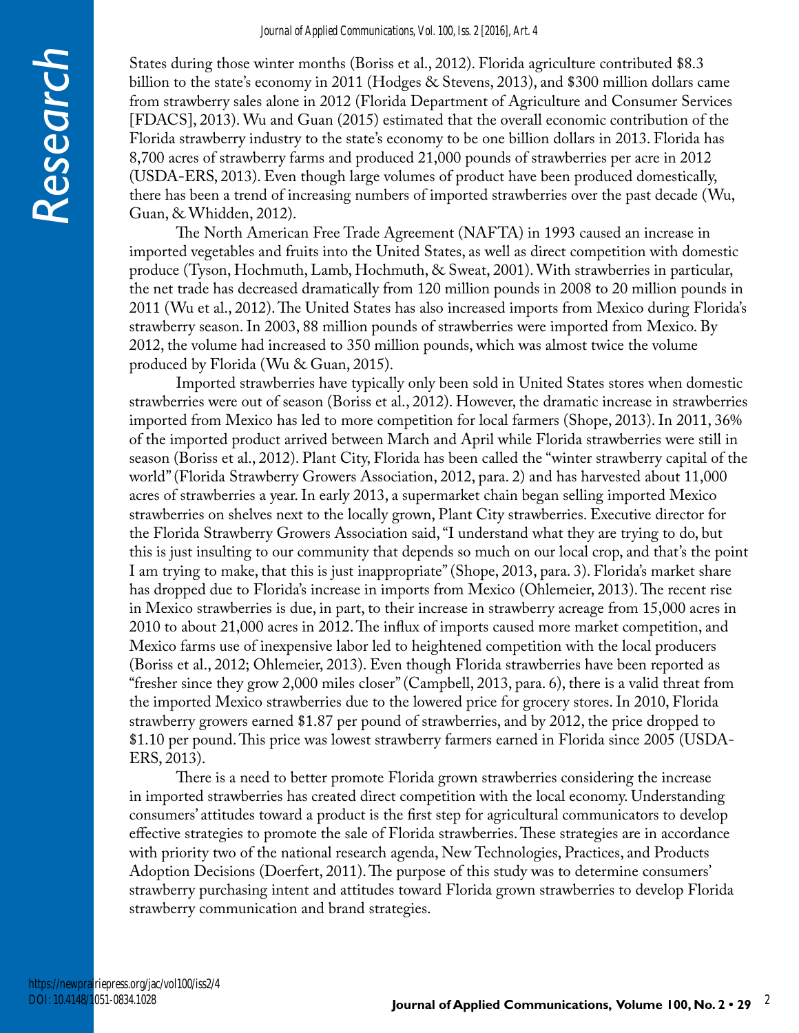States during those winter months (Boriss et al., 2012). Florida agriculture contributed $8.3 billion to the state's economy in 2011 (Hodges & Stevens, 2013), and $300 million dollars came from strawberry sales alone in 2012 (Florida Department of Agriculture and Consumer Services [FDACS], 2013). Wu and Guan (2015) estimated that the overall economic contribution of the Florida strawberry industry to the state's economy to be one billion dollars in 2013. Florida has 8,700 acres of strawberry farms and produced 21,000 pounds of strawberries per acre in 2012 (USDA-ERS, 2013). Even though large volumes of product have been produced domestically, there has been a trend of increasing numbers of imported strawberries over the past decade (Wu, Guan, & Whidden, 2012).

The North American Free Trade Agreement (NAFTA) in 1993 caused an increase in imported vegetables and fruits into the United States, as well as direct competition with domestic produce (Tyson, Hochmuth, Lamb, Hochmuth, & Sweat, 2001). With strawberries in particular, the net trade has decreased dramatically from 120 million pounds in 2008 to 20 million pounds in 2011 (Wu et al., 2012). The United States has also increased imports from Mexico during Florida's strawberry season. In 2003, 88 million pounds of strawberries were imported from Mexico. By 2012, the volume had increased to 350 million pounds, which was almost twice the volume produced by Florida (Wu & Guan, 2015).

Imported strawberries have typically only been sold in United States stores when domestic strawberries were out of season (Boriss et al., 2012). However, the dramatic increase in strawberries imported from Mexico has led to more competition for local farmers (Shope, 2013). In 2011, 36% of the imported product arrived between March and April while Florida strawberries were still in season (Boriss et al., 2012). Plant City, Florida has been called the "winter strawberry capital of the world" (Florida Strawberry Growers Association, 2012, para. 2) and has harvested about 11,000 acres of strawberries a year. In early 2013, a supermarket chain began selling imported Mexico strawberries on shelves next to the locally grown, Plant City strawberries. Executive director for the Florida Strawberry Growers Association said, "I understand what they are trying to do, but this is just insulting to our community that depends so much on our local crop, and that's the point I am trying to make, that this is just inappropriate" (Shope, 2013, para. 3). Florida's market share has dropped due to Florida's increase in imports from Mexico (Ohlemeier, 2013). The recent rise in Mexico strawberries is due, in part, to their increase in strawberry acreage from 15,000 acres in 2010 to about 21,000 acres in 2012. The influx of imports caused more market competition, and Mexico farms use of inexpensive labor led to heightened competition with the local producers (Boriss et al., 2012; Ohlemeier, 2013). Even though Florida strawberries have been reported as "fresher since they grow 2,000 miles closer" (Campbell, 2013, para. 6), there is a valid threat from the imported Mexico strawberries due to the lowered price for grocery stores. In 2010, Florida strawberry growers earned $1.87 per pound of strawberries, and by 2012, the price dropped to $1.10 per pound. This price was lowest strawberry farmers earned in Florida since 2005 (USDA-ERS, 2013).

There is a need to better promote Florida grown strawberries considering the increase in imported strawberries has created direct competition with the local economy. Understanding consumers' attitudes toward a product is the first step for agricultural communicators to develop effective strategies to promote the sale of Florida strawberries. These strategies are in accordance with priority two of the national research agenda, New Technologies, Practices, and Products Adoption Decisions (Doerfert, 2011). The purpose of this study was to determine consumers' strawberry purchasing intent and attitudes toward Florida grown strawberries to develop Florida strawberry communication and brand strategies.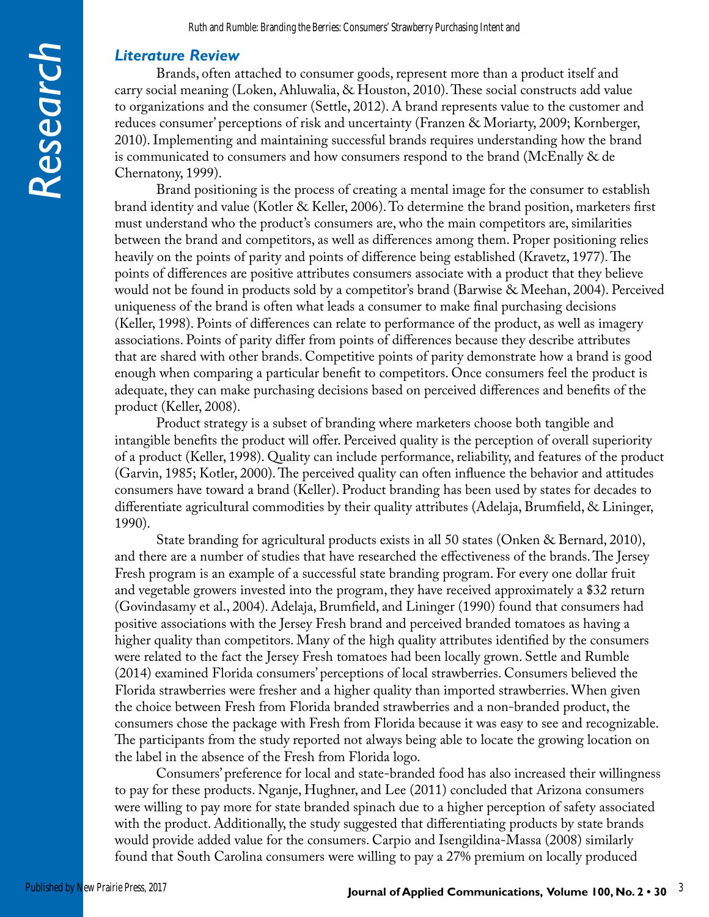### *Literature Review*

Brands, often attached to consumer goods, represent more than a product itself and carry social meaning (Loken, Ahluwalia, & Houston, 2010). These social constructs add value to organizations and the consumer (Settle, 2012). A brand represents value to the customer and reduces consumer' perceptions of risk and uncertainty (Franzen & Moriarty, 2009; Kornberger, 2010). Implementing and maintaining successful brands requires understanding how the brand is communicated to consumers and how consumers respond to the brand (McEnally & de Chernatony, 1999).

Brand positioning is the process of creating a mental image for the consumer to establish brand identity and value (Kotler & Keller, 2006). To determine the brand position, marketers first must understand who the product's consumers are, who the main competitors are, similarities between the brand and competitors, as well as differences among them. Proper positioning relies heavily on the points of parity and points of difference being established (Kravetz, 1977). The points of differences are positive attributes consumers associate with a product that they believe would not be found in products sold by a competitor's brand (Barwise & Meehan, 2004). Perceived uniqueness of the brand is often what leads a consumer to make final purchasing decisions (Keller, 1998). Points of differences can relate to performance of the product, as well as imagery associations. Points of parity differ from points of differences because they describe attributes that are shared with other brands. Competitive points of parity demonstrate how a brand is good enough when comparing a particular benefit to competitors. Once consumers feel the product is adequate, they can make purchasing decisions based on perceived differences and benefits of the product (Keller, 2008).

Product strategy is a subset of branding where marketers choose both tangible and intangible benefits the product will offer. Perceived quality is the perception of overall superiority of a product (Keller, 1998). Quality can include performance, reliability, and features of the product (Garvin, 1985; Kotler, 2000). The perceived quality can often influence the behavior and attitudes consumers have toward a brand (Keller). Product branding has been used by states for decades to differentiate agricultural commodities by their quality attributes (Adelaja, Brumfield, & Lininger, 1990).

State branding for agricultural products exists in all 50 states (Onken & Bernard, 2010), and there are a number of studies that have researched the effectiveness of the brands. The Jersey Fresh program is an example of a successful state branding program. For every one dollar fruit and vegetable growers invested into the program, they have received approximately a $32 return (Govindasamy et al., 2004). Adelaja, Brumfield, and Lininger (1990) found that consumers had positive associations with the Jersey Fresh brand and perceived branded tomatoes as having a higher quality than competitors. Many of the high quality attributes identified by the consumers were related to the fact the Jersey Fresh tomatoes had been locally grown. Settle and Rumble (2014) examined Florida consumers' perceptions of local strawberries. Consumers believed the Florida strawberries were fresher and a higher quality than imported strawberries. When given the choice between Fresh from Florida branded strawberries and a non-branded product, the consumers chose the package with Fresh from Florida because it was easy to see and recognizable. The participants from the study reported not always being able to locate the growing location on the label in the absence of the Fresh from Florida logo.

Consumers' preference for local and state-branded food has also increased their willingness to pay for these products. Nganje, Hughner, and Lee (2011) concluded that Arizona consumers were willing to pay more for state branded spinach due to a higher perception of safety associated with the product. Additionally, the study suggested that differentiating products by state brands would provide added value for the consumers. Carpio and Isengildina-Massa (2008) similarly found that South Carolina consumers were willing to pay a 27% premium on locally produced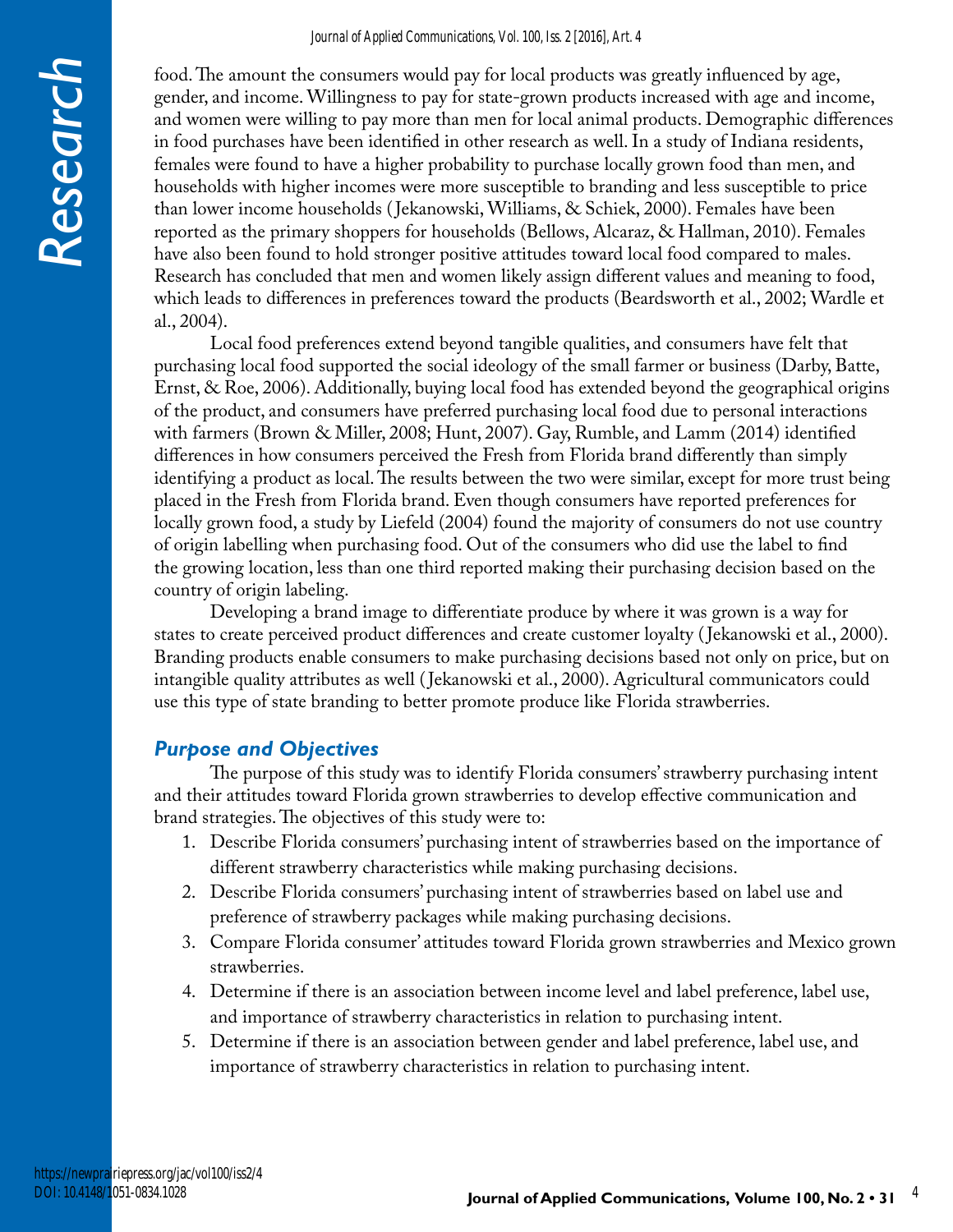food. The amount the consumers would pay for local products was greatly influenced by age, gender, and income. Willingness to pay for state-grown products increased with age and income, and women were willing to pay more than men for local animal products. Demographic differences in food purchases have been identified in other research as well. In a study of Indiana residents, females were found to have a higher probability to purchase locally grown food than men, and households with higher incomes were more susceptible to branding and less susceptible to price than lower income households (Jekanowski, Williams, & Schiek, 2000). Females have been reported as the primary shoppers for households (Bellows, Alcaraz, & Hallman, 2010). Females have also been found to hold stronger positive attitudes toward local food compared to males. Research has concluded that men and women likely assign different values and meaning to food, which leads to differences in preferences toward the products (Beardsworth et al., 2002; Wardle et al., 2004).

Local food preferences extend beyond tangible qualities, and consumers have felt that purchasing local food supported the social ideology of the small farmer or business (Darby, Batte, Ernst, & Roe, 2006). Additionally, buying local food has extended beyond the geographical origins of the product, and consumers have preferred purchasing local food due to personal interactions with farmers (Brown & Miller, 2008; Hunt, 2007). Gay, Rumble, and Lamm (2014) identified differences in how consumers perceived the Fresh from Florida brand differently than simply identifying a product as local. The results between the two were similar, except for more trust being placed in the Fresh from Florida brand. Even though consumers have reported preferences for locally grown food, a study by Liefeld (2004) found the majority of consumers do not use country of origin labelling when purchasing food. Out of the consumers who did use the label to find the growing location, less than one third reported making their purchasing decision based on the country of origin labeling.

Developing a brand image to differentiate produce by where it was grown is a way for states to create perceived product differences and create customer loyalty (Jekanowski et al., 2000). Branding products enable consumers to make purchasing decisions based not only on price, but on intangible quality attributes as well (Jekanowski et al., 2000). Agricultural communicators could use this type of state branding to better promote produce like Florida strawberries.

### *Purpose and Objectives*

The purpose of this study was to identify Florida consumers' strawberry purchasing intent and their attitudes toward Florida grown strawberries to develop effective communication and brand strategies. The objectives of this study were to:

1. Describe Florida consumers' purchasing intent of strawberries based on the importance of different strawberry characteristics while making purchasing decisions.
2. Describe Florida consumers' purchasing intent of strawberries based on label use and preference of strawberry packages while making purchasing decisions.
3. Compare Florida consumer' attitudes toward Florida grown strawberries and Mexico grown strawberries.
4. Determine if there is an association between income level and label preference, label use, and importance of strawberry characteristics in relation to purchasing intent.
5. Determine if there is an association between gender and label preference, label use, and importance of strawberry characteristics in relation to purchasing intent.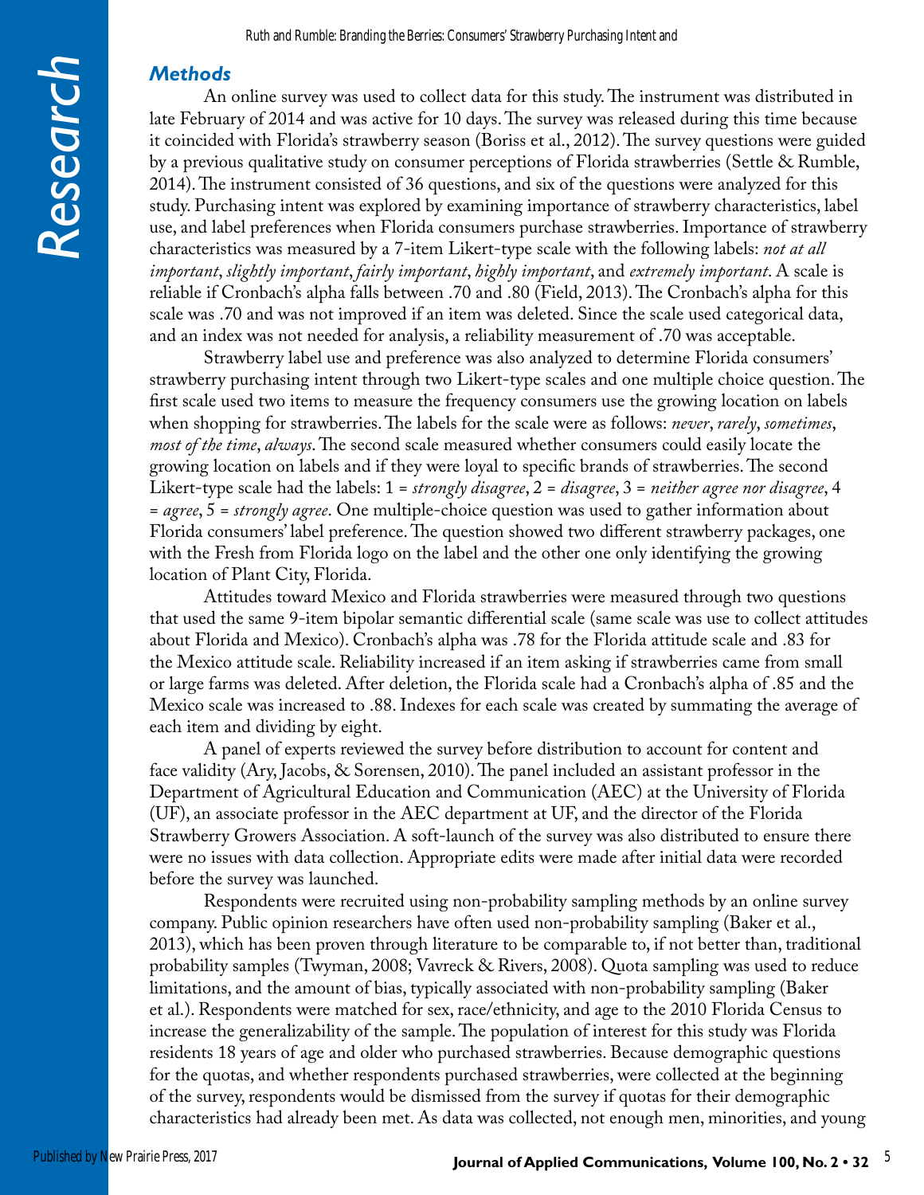### *Methods*

An online survey was used to collect data for this study. The instrument was distributed in late February of 2014 and was active for 10 days. The survey was released during this time because it coincided with Florida's strawberry season (Boriss et al., 2012). The survey questions were guided by a previous qualitative study on consumer perceptions of Florida strawberries (Settle & Rumble, 2014). The instrument consisted of 36 questions, and six of the questions were analyzed for this study. Purchasing intent was explored by examining importance of strawberry characteristics, label use, and label preferences when Florida consumers purchase strawberries. Importance of strawberry characteristics was measured by a 7-item Likert-type scale with the following labels: *not at all important*, *slightly important*, *fairly important*, *highly important*, and *extremely important*. A scale is reliable if Cronbach's alpha falls between .70 and .80 (Field, 2013). The Cronbach's alpha for this scale was .70 and was not improved if an item was deleted. Since the scale used categorical data, and an index was not needed for analysis, a reliability measurement of .70 was acceptable.

Strawberry label use and preference was also analyzed to determine Florida consumers' strawberry purchasing intent through two Likert-type scales and one multiple choice question. The first scale used two items to measure the frequency consumers use the growing location on labels when shopping for strawberries. The labels for the scale were as follows: *never*, *rarely*, *sometimes*, *most of the time*, *always*. The second scale measured whether consumers could easily locate the growing location on labels and if they were loyal to specific brands of strawberries. The second Likert-type scale had the labels: 1 = *strongly disagree*, 2 = *disagree*, 3 = *neither agree nor disagree*, 4 = *agree*, 5 = *strongly agree*. One multiple-choice question was used to gather information about Florida consumers' label preference. The question showed two different strawberry packages, one with the Fresh from Florida logo on the label and the other one only identifying the growing location of Plant City, Florida.

Attitudes toward Mexico and Florida strawberries were measured through two questions that used the same 9-item bipolar semantic differential scale (same scale was use to collect attitudes about Florida and Mexico). Cronbach's alpha was .78 for the Florida attitude scale and .83 for the Mexico attitude scale. Reliability increased if an item asking if strawberries came from small or large farms was deleted. After deletion, the Florida scale had a Cronbach's alpha of .85 and the Mexico scale was increased to .88. Indexes for each scale was created by summating the average of each item and dividing by eight.

A panel of experts reviewed the survey before distribution to account for content and face validity (Ary, Jacobs, & Sorensen, 2010). The panel included an assistant professor in the Department of Agricultural Education and Communication (AEC) at the University of Florida (UF), an associate professor in the AEC department at UF, and the director of the Florida Strawberry Growers Association. A soft-launch of the survey was also distributed to ensure there were no issues with data collection. Appropriate edits were made after initial data were recorded before the survey was launched.

Respondents were recruited using non-probability sampling methods by an online survey company. Public opinion researchers have often used non-probability sampling (Baker et al., 2013), which has been proven through literature to be comparable to, if not better than, traditional probability samples (Twyman, 2008; Vavreck & Rivers, 2008). Quota sampling was used to reduce limitations, and the amount of bias, typically associated with non-probability sampling (Baker et al.). Respondents were matched for sex, race/ethnicity, and age to the 2010 Florida Census to increase the generalizability of the sample. The population of interest for this study was Florida residents 18 years of age and older who purchased strawberries. Because demographic questions for the quotas, and whether respondents purchased strawberries, were collected at the beginning of the survey, respondents would be dismissed from the survey if quotas for their demographic characteristics had already been met. As data was collected, not enough men, minorities, and young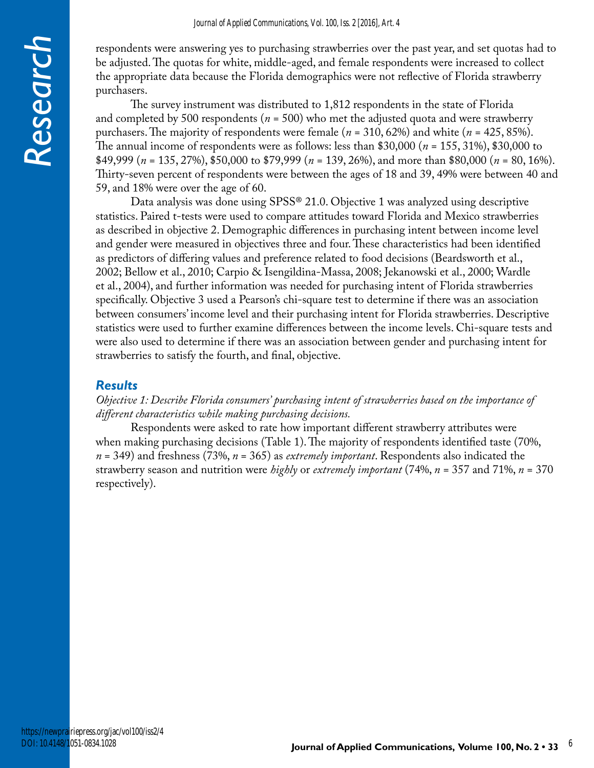respondents were answering yes to purchasing strawberries over the past year, and set quotas had to be adjusted. The quotas for white, middle-aged, and female respondents were increased to collect the appropriate data because the Florida demographics were not reflective of Florida strawberry purchasers.

The survey instrument was distributed to 1,812 respondents in the state of Florida and completed by 500 respondents ($n$ = 500) who met the adjusted quota and were strawberry purchasers. The majority of respondents were female ($n$ = 310, 62%) and white ($n$ = 425, 85%). The annual income of respondents were as follows: less than $30,000 ($n$ = 155, 31%), $30,000 to $49,999 ($n$ = 135, 27%), $50,000 to $79,999 ($n$ = 139, 26%), and more than $80,000 ($n$ = 80, 16%). Thirty-seven percent of respondents were between the ages of 18 and 39, 49% were between 40 and 59, and 18% were over the age of 60.

Data analysis was done using SPSS® 21.0. Objective 1 was analyzed using descriptive statistics. Paired t-tests were used to compare attitudes toward Florida and Mexico strawberries as described in objective 2. Demographic differences in purchasing intent between income level and gender were measured in objectives three and four. These characteristics had been identified as predictors of differing values and preference related to food decisions (Beardsworth et al., 2002; Bellow et al., 2010; Carpio & Isengildina-Massa, 2008; Jekanowski et al., 2000; Wardle et al., 2004), and further information was needed for purchasing intent of Florida strawberries specifically. Objective 3 used a Pearson's chi-square test to determine if there was an association between consumers' income level and their purchasing intent for Florida strawberries. Descriptive statistics were used to further examine differences between the income levels. Chi-square tests and were also used to determine if there was an association between gender and purchasing intent for strawberries to satisfy the fourth, and final, objective.

## Results

*Objective 1: Describe Florida consumers' purchasing intent of strawberries based on the importance of different characteristics while making purchasing decisions.*

Respondents were asked to rate how important different strawberry attributes were when making purchasing decisions (Table 1). The majority of respondents identified taste (70%, $n$ = 349) and freshness (73%, $n$ = 365) as *extremely important*. Respondents also indicated the strawberry season and nutrition were *highly* or *extremely important* (74%, $n$ = 357 and 71%, $n$ = 370 respectively).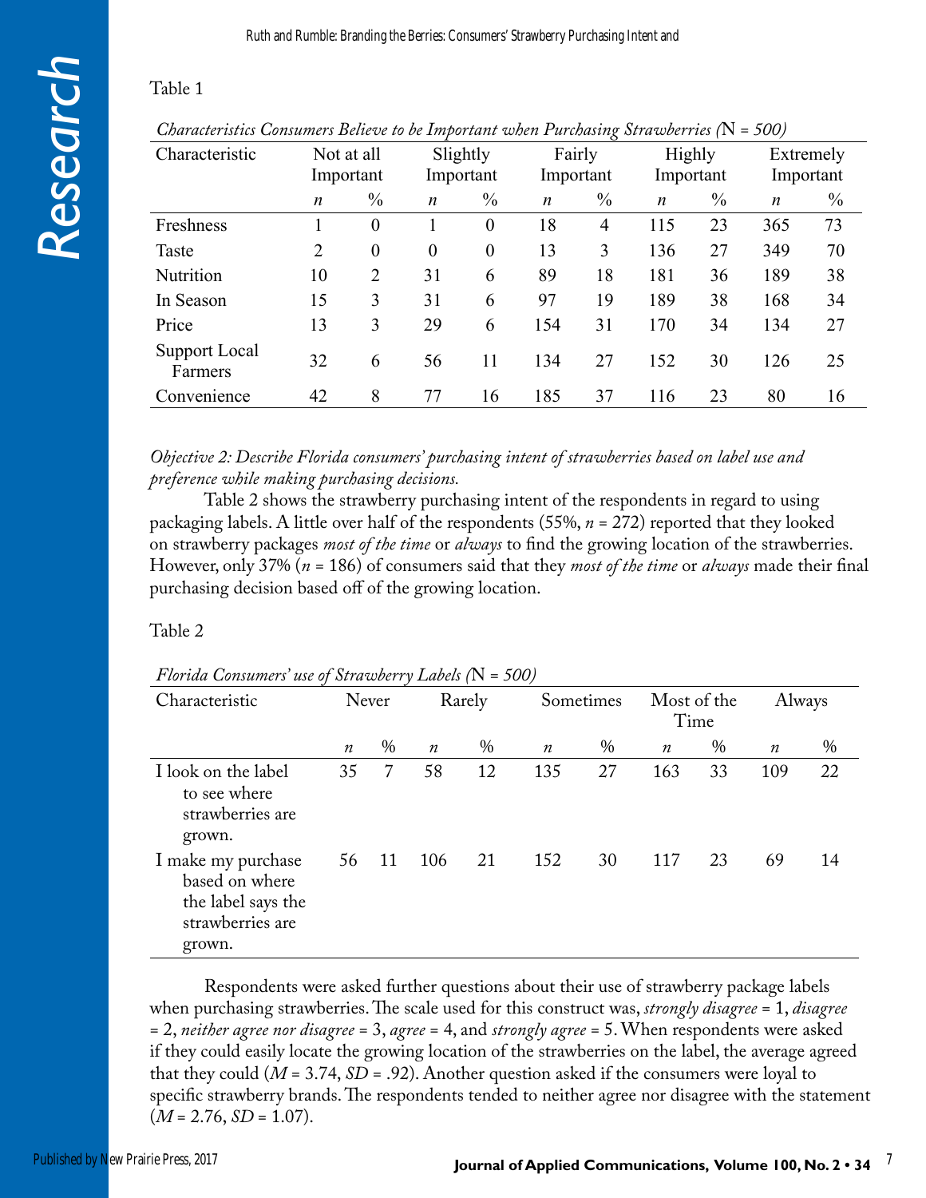Table 1

*Characteristics Consumers Believe to be Important when Purchasing Strawberries (N = 500)*

| Characteristic | Not at all Important | | Slightly Important | | Fairly Important | | Highly Important | | Extremely Important | |
|---|---|---|---|---|---|---|---|---|---|---|
| | *n* | % | *n* | % | *n* | % | *n* | % | *n* | % |
| Freshness | 1 | 0 | 1 | 0 | 18 | 4 | 115 | 23 | 365 | 73 |
| Taste | 2 | 0 | 0 | 0 | 13 | 3 | 136 | 27 | 349 | 70 |
| Nutrition | 10 | 2 | 31 | 6 | 89 | 18 | 181 | 36 | 189 | 38 |
| In Season | 15 | 3 | 31 | 6 | 97 | 19 | 189 | 38 | 168 | 34 |
| Price | 13 | 3 | 29 | 6 | 154 | 31 | 170 | 34 | 134 | 27 |
| Support Local Farmers | 32 | 6 | 56 | 11 | 134 | 27 | 152 | 30 | 126 | 25 |
| Convenience | 42 | 8 | 77 | 16 | 185 | 37 | 116 | 23 | 80 | 16 |

*Objective 2: Describe Florida consumers' purchasing intent of strawberries based on label use and preference while making purchasing decisions.*

Table 2 shows the strawberry purchasing intent of the respondents in regard to using packaging labels. A little over half of the respondents (55%, *n* = 272) reported that they looked on strawberry packages *most of the time* or *always* to find the growing location of the strawberries. However, only 37% (*n* = 186) of consumers said that they *most of the time* or *always* made their final purchasing decision based off of the growing location.

Table 2

*Florida Consumers' use of Strawberry Labels (N = 500)*

| Characteristic | Never | | Rarely | | Sometimes | | Most of the Time | | Always | |
|---|---|---|---|---|---|---|---|---|---|---|
| | *n* | % | *n* | % | *n* | % | *n* | % | *n* | % |
| I look on the label to see where strawberries are grown. | 35 | 7 | 58 | 12 | 135 | 27 | 163 | 33 | 109 | 22 |
| I make my purchase based on where the label says the strawberries are grown. | 56 | 11 | 106 | 21 | 152 | 30 | 117 | 23 | 69 | 14 |

Respondents were asked further questions about their use of strawberry package labels when purchasing strawberries. The scale used for this construct was, *strongly disagree* = 1, *disagree* = 2, *neither agree nor disagree* = 3, *agree* = 4, and *strongly agree* = 5. When respondents were asked if they could easily locate the growing location of the strawberries on the label, the average agreed that they could ($M$ = 3.74, $SD$ = .92). Another question asked if the consumers were loyal to specific strawberry brands. The respondents tended to neither agree nor disagree with the statement ($M$ = 2.76, $SD$ = 1.07).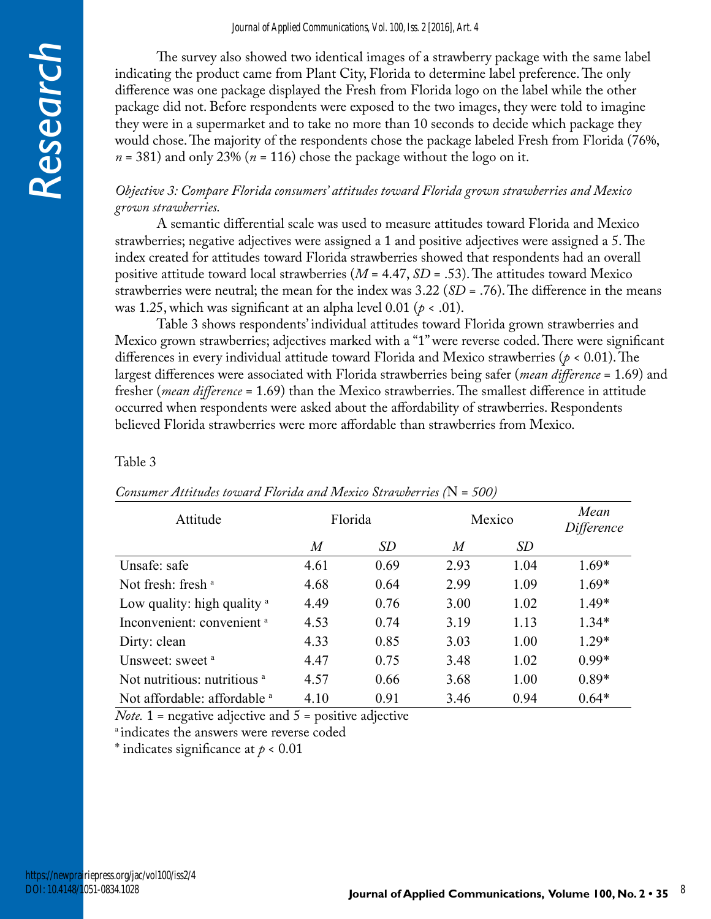The survey also showed two identical images of a strawberry package with the same label indicating the product came from Plant City, Florida to determine label preference. The only difference was one package displayed the Fresh from Florida logo on the label while the other package did not. Before respondents were exposed to the two images, they were told to imagine they were in a supermarket and to take no more than 10 seconds to decide which package they would chose. The majority of the respondents chose the package labeled Fresh from Florida (76%, $n$ = 381) and only 23% ($n$ = 116) chose the package without the logo on it.

*Objective 3: Compare Florida consumers' attitudes toward Florida grown strawberries and Mexico grown strawberries.*

A semantic differential scale was used to measure attitudes toward Florida and Mexico strawberries; negative adjectives were assigned a 1 and positive adjectives were assigned a 5. The index created for attitudes toward Florida strawberries showed that respondents had an overall positive attitude toward local strawberries ($M$ = 4.47, $SD$ = .53). The attitudes toward Mexico strawberries were neutral; the mean for the index was 3.22 ($SD$ = .76). The difference in the means was 1.25, which was significant at an alpha level 0.01 ($p < .01$).

Table 3 shows respondents' individual attitudes toward Florida grown strawberries and Mexico grown strawberries; adjectives marked with a "1" were reverse coded. There were significant differences in every individual attitude toward Florida and Mexico strawberries ($p < 0.01$). The largest differences were associated with Florida strawberries being safer (*mean difference* = 1.69) and fresher (*mean difference* = 1.69) than the Mexico strawberries. The smallest difference in attitude occurred when respondents were asked about the affordability of strawberries. Respondents believed Florida strawberries were more affordable than strawberries from Mexico.

Table 3

*Consumer Attitudes toward Florida and Mexico Strawberries (N = 500)*

| Attitude | Florida | | Mexico | | Mean Difference |
|---|---|---|---|---|---|
| | $M$ | $SD$ | $M$ | $SD$ | |
| Unsafe: safe | 4.61 | 0.69 | 2.93 | 1.04 | 1.69* |
| Not fresh: fresh [a] | 4.68 | 0.64 | 2.99 | 1.09 | 1.69* |
| Low quality: high quality [a] | 4.49 | 0.76 | 3.00 | 1.02 | 1.49* |
| Inconvenient: convenient [a] | 4.53 | 0.74 | 3.19 | 1.13 | 1.34* |
| Dirty: clean | 4.33 | 0.85 | 3.03 | 1.00 | 1.29* |
| Unsweet: sweet [a] | 4.47 | 0.75 | 3.48 | 1.02 | 0.99* |
| Not nutritious: nutritious [a] | 4.57 | 0.66 | 3.68 | 1.00 | 0.89* |
| Not affordable: affordable [a] | 4.10 | 0.91 | 3.46 | 0.94 | 0.64* |

*Note.* 1 = negative adjective and 5 = positive adjective

[a] indicates the answers were reverse coded

* indicates significance at $p < 0.01$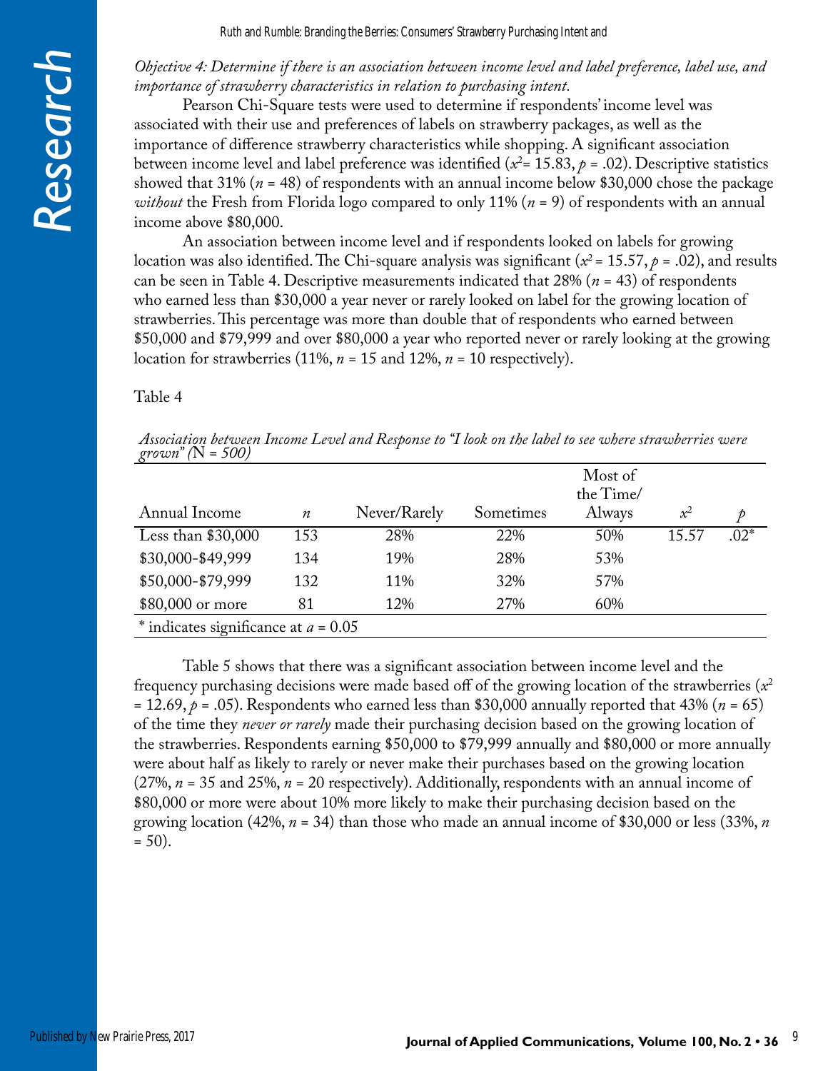*Objective 4: Determine if there is an association between income level and label preference, label use, and importance of strawberry characteristics in relation to purchasing intent.*

Pearson Chi-Square tests were used to determine if respondents' income level was associated with their use and preferences of labels on strawberry packages, as well as the importance of difference strawberry characteristics while shopping. A significant association between income level and label preference was identified ($x^2$= 15.83, $p$ = .02). Descriptive statistics showed that 31% ($n$ = 48) of respondents with an annual income below $30,000 chose the package *without* the Fresh from Florida logo compared to only 11% ($n$ = 9) of respondents with an annual income above $80,000.

An association between income level and if respondents looked on labels for growing location was also identified. The Chi-square analysis was significant ($x^2$ = 15.57, $p$ = .02), and results can be seen in Table 4. Descriptive measurements indicated that 28% ($n$ = 43) of respondents who earned less than $30,000 a year never or rarely looked on label for the growing location of strawberries. This percentage was more than double that of respondents who earned between $50,000 and $79,999 and over $80,000 a year who reported never or rarely looking at the growing location for strawberries (11%, $n$ = 15 and 12%, $n$ = 10 respectively).

Table 4

*Association between Income Level and Response to "I look on the label to see where strawberries were grown" (N = 500)*

| Annual Income | $n$ | Never/Rarely | Sometimes | Most of the Time/ Always | $x^2$ | $p$ |
|---|---|---|---|---|---|---|
| Less than $30,000 | 153 | 28% | 22% | 50% | 15.57 | .02* |
| $30,000-$49,999 | 134 | 19% | 28% | 53% | | |
| $50,000-$79,999 | 132 | 11% | 32% | 57% | | |
| $80,000 or more | 81 | 12% | 27% | 60% | | |

* indicates significance at $a$ = 0.05

Table 5 shows that there was a significant association between income level and the frequency purchasing decisions were made based off of the growing location of the strawberries ($x^2$ = 12.69, $p$ = .05). Respondents who earned less than $30,000 annually reported that 43% ($n$ = 65) of the time they *never or rarely* made their purchasing decision based on the growing location of the strawberries. Respondents earning $50,000 to $79,999 annually and $80,000 or more annually were about half as likely to rarely or never make their purchases based on the growing location (27%, $n$ = 35 and 25%, $n$ = 20 respectively). Additionally, respondents with an annual income of $80,000 or more were about 10% more likely to make their purchasing decision based on the growing location (42%, $n$ = 34) than those who made an annual income of $30,000 or less (33%, $n$ = 50).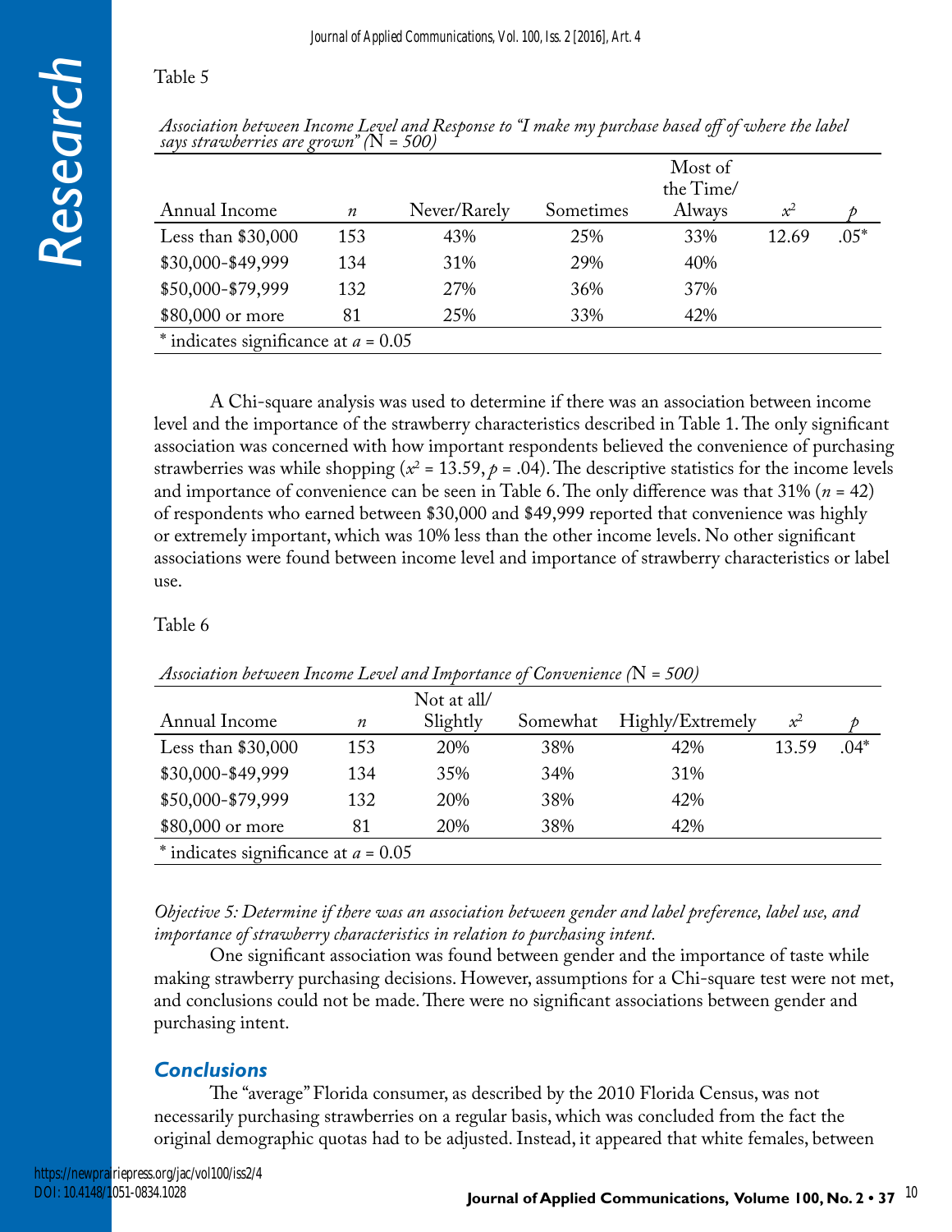Table 5

*Association between Income Level and Response to "I make my purchase based off of where the label says strawberries are grown" (*N *= 500)*

| Annual Income | $n$ | Never/Rarely | Sometimes | Most of the Time/ Always | $x^2$ | $p$ |
|---|---|---|---|---|---|---|
| Less than $30,000 | 153 | 43% | 25% | 33% | 12.69 | .05* |
| $30,000-$49,999 | 134 | 31% | 29% | 40% | | |
| $50,000-$79,999 | 132 | 27% | 36% | 37% | | |
| $80,000 or more | 81 | 25% | 33% | 42% | | |

\* indicates significance at $a$ = 0.05

A Chi-square analysis was used to determine if there was an association between income level and the importance of the strawberry characteristics described in Table 1. The only significant association was concerned with how important respondents believed the convenience of purchasing strawberries was while shopping ($x^2$ = 13.59, $p$ = .04). The descriptive statistics for the income levels and importance of convenience can be seen in Table 6. The only difference was that 31% ($n$ = 42) of respondents who earned between $30,000 and $49,999 reported that convenience was highly or extremely important, which was 10% less than the other income levels. No other significant associations were found between income level and importance of strawberry characteristics or label use.

Table 6

*Association between Income Level and Importance of Convenience (*N *= 500)*

| Annual Income | $n$ | Not at all/ Slightly | Somewhat | Highly/Extremely | $x^2$ | $p$ |
|---|---|---|---|---|---|---|
| Less than $30,000 | 153 | 20% | 38% | 42% | 13.59 | .04* |
| $30,000-$49,999 | 134 | 35% | 34% | 31% | | |
| $50,000-$79,999 | 132 | 20% | 38% | 42% | | |
| $80,000 or more | 81 | 20% | 38% | 42% | | |

\* indicates significance at $a$ = 0.05

*Objective 5: Determine if there was an association between gender and label preference, label use, and importance of strawberry characteristics in relation to purchasing intent.*

One significant association was found between gender and the importance of taste while making strawberry purchasing decisions. However, assumptions for a Chi-square test were not met, and conclusions could not be made. There were no significant associations between gender and purchasing intent.

## Conclusions

The "average" Florida consumer, as described by the 2010 Florida Census, was not necessarily purchasing strawberries on a regular basis, which was concluded from the fact the original demographic quotas had to be adjusted. Instead, it appeared that white females, between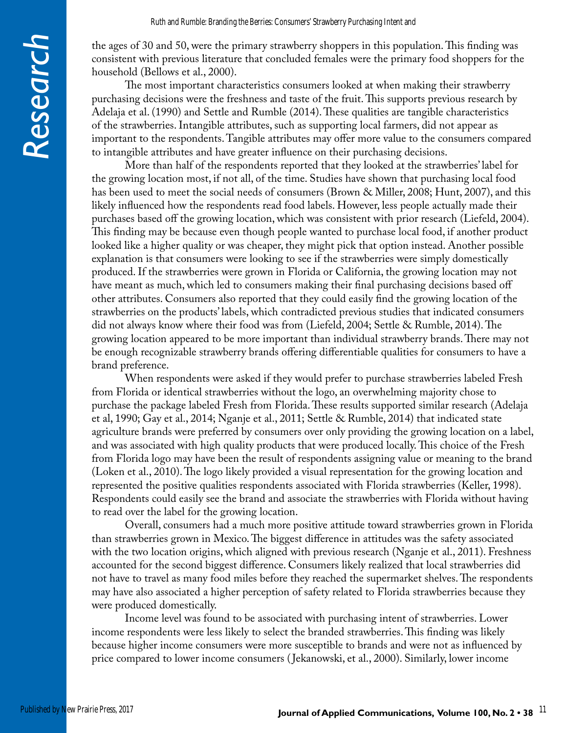the ages of 30 and 50, were the primary strawberry shoppers in this population. This finding was consistent with previous literature that concluded females were the primary food shoppers for the household (Bellows et al., 2000).

The most important characteristics consumers looked at when making their strawberry purchasing decisions were the freshness and taste of the fruit. This supports previous research by Adelaja et al. (1990) and Settle and Rumble (2014). These qualities are tangible characteristics of the strawberries. Intangible attributes, such as supporting local farmers, did not appear as important to the respondents. Tangible attributes may offer more value to the consumers compared to intangible attributes and have greater influence on their purchasing decisions.

More than half of the respondents reported that they looked at the strawberries' label for the growing location most, if not all, of the time. Studies have shown that purchasing local food has been used to meet the social needs of consumers (Brown & Miller, 2008; Hunt, 2007), and this likely influenced how the respondents read food labels. However, less people actually made their purchases based off the growing location, which was consistent with prior research (Liefeld, 2004). This finding may be because even though people wanted to purchase local food, if another product looked like a higher quality or was cheaper, they might pick that option instead. Another possible explanation is that consumers were looking to see if the strawberries were simply domestically produced. If the strawberries were grown in Florida or California, the growing location may not have meant as much, which led to consumers making their final purchasing decisions based off other attributes. Consumers also reported that they could easily find the growing location of the strawberries on the products' labels, which contradicted previous studies that indicated consumers did not always know where their food was from (Liefeld, 2004; Settle & Rumble, 2014). The growing location appeared to be more important than individual strawberry brands. There may not be enough recognizable strawberry brands offering differentiable qualities for consumers to have a brand preference.

When respondents were asked if they would prefer to purchase strawberries labeled Fresh from Florida or identical strawberries without the logo, an overwhelming majority chose to purchase the package labeled Fresh from Florida. These results supported similar research (Adelaja et al, 1990; Gay et al., 2014; Nganje et al., 2011; Settle & Rumble, 2014) that indicated state agriculture brands were preferred by consumers over only providing the growing location on a label, and was associated with high quality products that were produced locally. This choice of the Fresh from Florida logo may have been the result of respondents assigning value or meaning to the brand (Loken et al., 2010). The logo likely provided a visual representation for the growing location and represented the positive qualities respondents associated with Florida strawberries (Keller, 1998). Respondents could easily see the brand and associate the strawberries with Florida without having to read over the label for the growing location.

Overall, consumers had a much more positive attitude toward strawberries grown in Florida than strawberries grown in Mexico. The biggest difference in attitudes was the safety associated with the two location origins, which aligned with previous research (Nganje et al., 2011). Freshness accounted for the second biggest difference. Consumers likely realized that local strawberries did not have to travel as many food miles before they reached the supermarket shelves. The respondents may have also associated a higher perception of safety related to Florida strawberries because they were produced domestically.

Income level was found to be associated with purchasing intent of strawberries. Lower income respondents were less likely to select the branded strawberries. This finding was likely because higher income consumers were more susceptible to brands and were not as influenced by price compared to lower income consumers (Jekanowski, et al., 2000). Similarly, lower income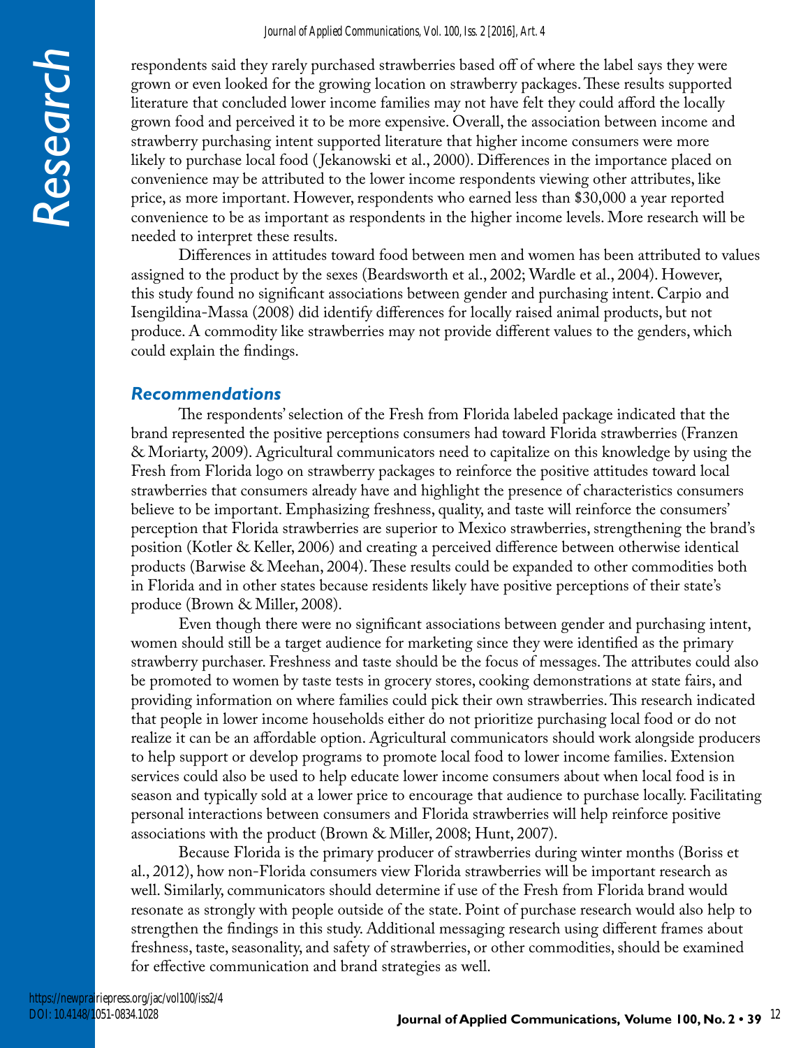respondents said they rarely purchased strawberries based off of where the label says they were grown or even looked for the growing location on strawberry packages. These results supported literature that concluded lower income families may not have felt they could afford the locally grown food and perceived it to be more expensive. Overall, the association between income and strawberry purchasing intent supported literature that higher income consumers were more likely to purchase local food (Jekanowski et al., 2000). Differences in the importance placed on convenience may be attributed to the lower income respondents viewing other attributes, like price, as more important. However, respondents who earned less than $30,000 a year reported convenience to be as important as respondents in the higher income levels. More research will be needed to interpret these results.

Differences in attitudes toward food between men and women has been attributed to values assigned to the product by the sexes (Beardsworth et al., 2002; Wardle et al., 2004). However, this study found no significant associations between gender and purchasing intent. Carpio and Isengildina-Massa (2008) did identify differences for locally raised animal products, but not produce. A commodity like strawberries may not provide different values to the genders, which could explain the findings.

### *Recommendations*

The respondents' selection of the Fresh from Florida labeled package indicated that the brand represented the positive perceptions consumers had toward Florida strawberries (Franzen & Moriarty, 2009). Agricultural communicators need to capitalize on this knowledge by using the Fresh from Florida logo on strawberry packages to reinforce the positive attitudes toward local strawberries that consumers already have and highlight the presence of characteristics consumers believe to be important. Emphasizing freshness, quality, and taste will reinforce the consumers' perception that Florida strawberries are superior to Mexico strawberries, strengthening the brand's position (Kotler & Keller, 2006) and creating a perceived difference between otherwise identical products (Barwise & Meehan, 2004). These results could be expanded to other commodities both in Florida and in other states because residents likely have positive perceptions of their state's produce (Brown & Miller, 2008).

Even though there were no significant associations between gender and purchasing intent, women should still be a target audience for marketing since they were identified as the primary strawberry purchaser. Freshness and taste should be the focus of messages. The attributes could also be promoted to women by taste tests in grocery stores, cooking demonstrations at state fairs, and providing information on where families could pick their own strawberries. This research indicated that people in lower income households either do not prioritize purchasing local food or do not realize it can be an affordable option. Agricultural communicators should work alongside producers to help support or develop programs to promote local food to lower income families. Extension services could also be used to help educate lower income consumers about when local food is in season and typically sold at a lower price to encourage that audience to purchase locally. Facilitating personal interactions between consumers and Florida strawberries will help reinforce positive associations with the product (Brown & Miller, 2008; Hunt, 2007).

Because Florida is the primary producer of strawberries during winter months (Boriss et al., 2012), how non-Florida consumers view Florida strawberries will be important research as well. Similarly, communicators should determine if use of the Fresh from Florida brand would resonate as strongly with people outside of the state. Point of purchase research would also help to strengthen the findings in this study. Additional messaging research using different frames about freshness, taste, seasonality, and safety of strawberries, or other commodities, should be examined for effective communication and brand strategies as well.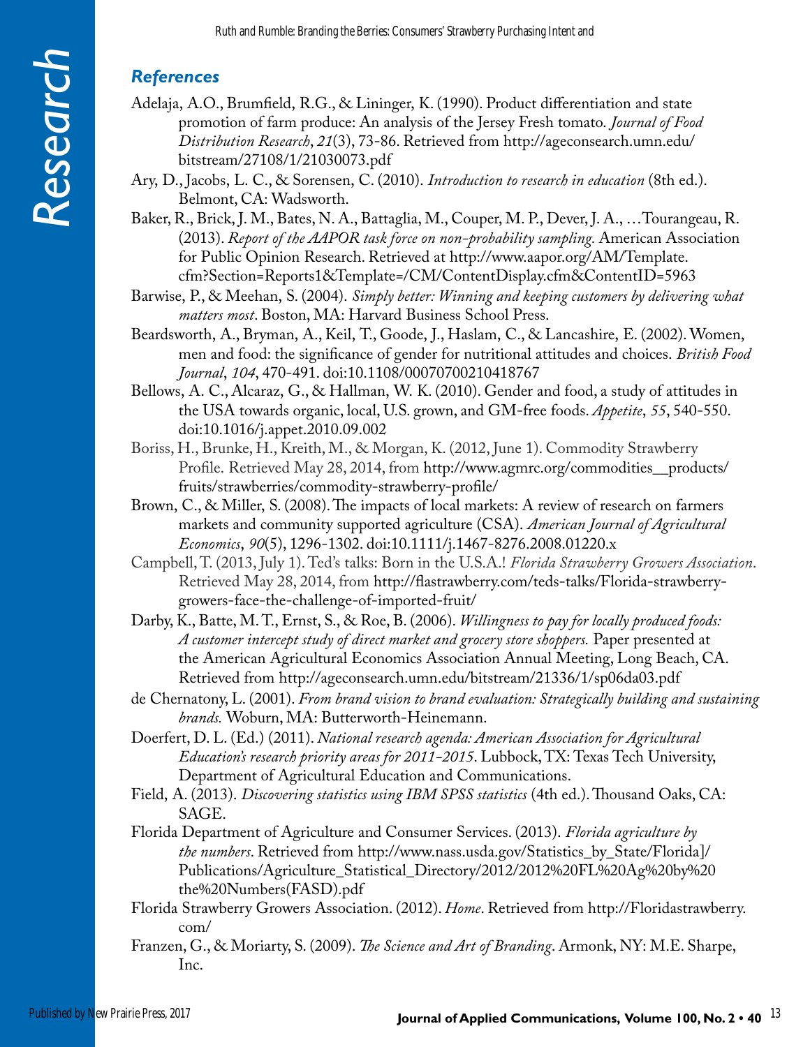## *References*

Adelaja, A.O., Brumfield, R.G., & Lininger, K. (1990). Product differentiation and state promotion of farm produce: An analysis of the Jersey Fresh tomato. *Journal of Food Distribution Research*, *21*(3), 73-86. Retrieved from http://ageconsearch.umn.edu/bitstream/27108/1/21030073.pdf

Ary, D., Jacobs, L. C., & Sorensen, C. (2010). *Introduction to research in education* (8th ed.). Belmont, CA: Wadsworth.

Baker, R., Brick, J. M., Bates, N. A., Battaglia, M., Couper, M. P., Dever, J. A., …Tourangeau, R. (2013). *Report of the AAPOR task force on non-probability sampling*. American Association for Public Opinion Research. Retrieved at http://www.aapor.org/AM/Template.cfm?Section=Reports1&Template=/CM/ContentDisplay.cfm&ContentID=5963

Barwise, P., & Meehan, S. (2004). *Simply better: Winning and keeping customers by delivering what matters most*. Boston, MA: Harvard Business School Press.

Beardsworth, A., Bryman, A., Keil, T., Goode, J., Haslam, C., & Lancashire, E. (2002). Women, men and food: the significance of gender for nutritional attitudes and choices. *British Food Journal*, *104*, 470-491. doi:10.1108/00070700210418767

Bellows, A. C., Alcaraz, G., & Hallman, W. K. (2010). Gender and food, a study of attitudes in the USA towards organic, local, U.S. grown, and GM-free foods. *Appetite*, *55*, 540-550. doi:10.1016/j.appet.2010.09.002

Boriss, H., Brunke, H., Kreith, M., & Morgan, K. (2012, June 1). Commodity Strawberry Profile. Retrieved May 28, 2014, from http://www.agmrc.org/commodities__products/fruits/strawberries/commodity-strawberry-profile/

Brown, C., & Miller, S. (2008). The impacts of local markets: A review of research on farmers markets and community supported agriculture (CSA). *American Journal of Agricultural Economics*, *90*(5), 1296-1302. doi:10.1111/j.1467-8276.2008.01220.x

Campbell, T. (2013, July 1). Ted's talks: Born in the U.S.A.! *Florida Strawberry Growers Association*. Retrieved May 28, 2014, from http://flastrawberry.com/teds-talks/Florida-strawberry-growers-face-the-challenge-of-imported-fruit/

Darby, K., Batte, M. T., Ernst, S., & Roe, B. (2006). *Willingness to pay for locally produced foods: A customer intercept study of direct market and grocery store shoppers.* Paper presented at the American Agricultural Economics Association Annual Meeting, Long Beach, CA. Retrieved from http://ageconsearch.umn.edu/bitstream/21336/1/sp06da03.pdf

de Chernatony, L. (2001). *From brand vision to brand evaluation: Strategically building and sustaining brands.* Woburn, MA: Butterworth-Heinemann.

Doerfert, D. L. (Ed.) (2011). *National research agenda: American Association for Agricultural Education's research priority areas for 2011-2015*. Lubbock, TX: Texas Tech University, Department of Agricultural Education and Communications.

Field, A. (2013). *Discovering statistics using IBM SPSS statistics* (4th ed.). Thousand Oaks, CA: SAGE.

Florida Department of Agriculture and Consumer Services. (2013). *Florida agriculture by the numbers*. Retrieved from http://www.nass.usda.gov/Statistics_by_State/Florida]/Publications/Agriculture_Statistical_Directory/2012/2012%20FL%20Ag%20by%20the%20Numbers(FASD).pdf

Florida Strawberry Growers Association. (2012). *Home*. Retrieved from http://Floridastrawberry.com/

Franzen, G., & Moriarty, S. (2009). *The Science and Art of Branding*. Armonk, NY: M.E. Sharpe, Inc.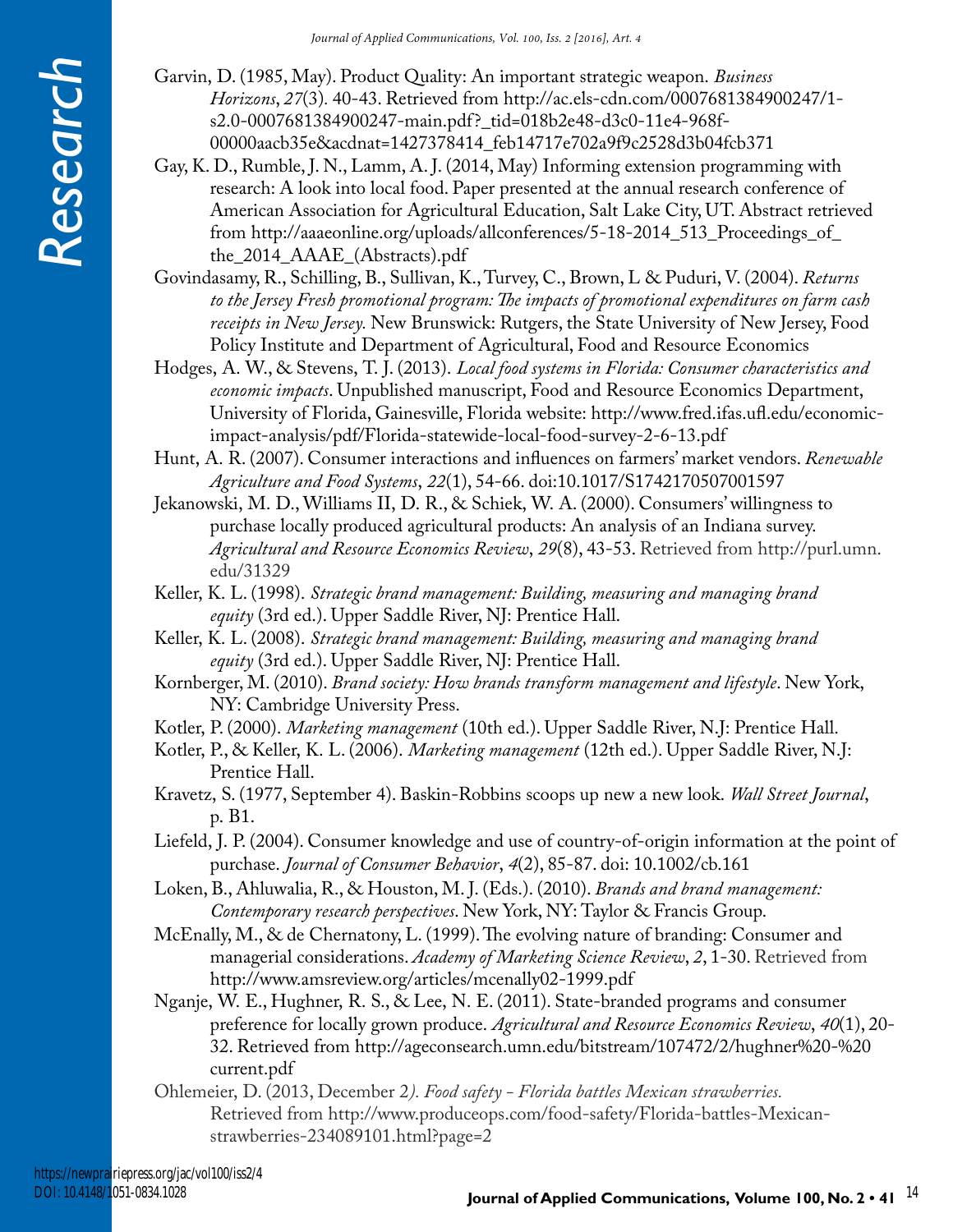Garvin, D. (1985, May). Product Quality: An important strategic weapon. *Business Horizons*, *27*(3). 40-43. Retrieved from http://ac.els-cdn.com/0007681384900247/1-s2.0-0007681384900247-main.pdf?_tid=018b2e48-d3c0-11e4-968f-00000aacb35e&acdnat=1427378414_feb14717e702a9f9c2528d3b04fcb371

Gay, K. D., Rumble, J. N., Lamm, A. J. (2014, May) Informing extension programming with research: A look into local food. Paper presented at the annual research conference of American Association for Agricultural Education, Salt Lake City, UT. Abstract retrieved from http://aaaeonline.org/uploads/allconferences/5-18-2014_513_Proceedings_of_the_2014_AAAE_(Abstracts).pdf

Govindasamy, R., Schilling, B., Sullivan, K., Turvey, C., Brown, L & Puduri, V. (2004). *Returns to the Jersey Fresh promotional program: The impacts of promotional expenditures on farm cash receipts in New Jersey.* New Brunswick: Rutgers, the State University of New Jersey, Food Policy Institute and Department of Agricultural, Food and Resource Economics

Hodges, A. W., & Stevens, T. J. (2013). *Local food systems in Florida: Consumer characteristics and economic impacts*. Unpublished manuscript, Food and Resource Economics Department, University of Florida, Gainesville, Florida website: http://www.fred.ifas.ufl.edu/economic-impact-analysis/pdf/Florida-statewide-local-food-survey-2-6-13.pdf

Hunt, A. R. (2007). Consumer interactions and influences on farmers' market vendors. *Renewable Agriculture and Food Systems*, *22*(1), 54-66. doi:10.1017/S1742170507001597

Jekanowski, M. D., Williams II, D. R., & Schiek, W. A. (2000). Consumers' willingness to purchase locally produced agricultural products: An analysis of an Indiana survey. *Agricultural and Resource Economics Review*, *29*(8), 43-53. Retrieved from http://purl.umn.edu/31329

Keller, K. L. (1998). *Strategic brand management: Building, measuring and managing brand equity* (3rd ed.). Upper Saddle River, NJ: Prentice Hall.

Keller, K. L. (2008). *Strategic brand management: Building, measuring and managing brand equity* (3rd ed.). Upper Saddle River, NJ: Prentice Hall.

Kornberger, M. (2010). *Brand society: How brands transform management and lifestyle*. New York, NY: Cambridge University Press.

Kotler, P. (2000). *Marketing management* (10th ed.). Upper Saddle River, N.J: Prentice Hall.

Kotler, P., & Keller, K. L. (2006). *Marketing management* (12th ed.). Upper Saddle River, N.J: Prentice Hall.

Kravetz, S. (1977, September 4). Baskin-Robbins scoops up new a new look. *Wall Street Journal*, p. B1.

Liefeld, J. P. (2004). Consumer knowledge and use of country-of-origin information at the point of purchase. *Journal of Consumer Behavior*, *4*(2), 85-87. doi: 10.1002/cb.161

Loken, B., Ahluwalia, R., & Houston, M. J. (Eds.). (2010). *Brands and brand management: Contemporary research perspectives*. New York, NY: Taylor & Francis Group.

McEnally, M., & de Chernatony, L. (1999). The evolving nature of branding: Consumer and managerial considerations. *Academy of Marketing Science Review*, *2*, 1-30. Retrieved from http://www.amsreview.org/articles/mcenally02-1999.pdf

Nganje, W. E., Hughner, R. S., & Lee, N. E. (2011). State-branded programs and consumer preference for locally grown produce. *Agricultural and Resource Economics Review*, *40*(1), 20-32. Retrieved from http://ageconsearch.umn.edu/bitstream/107472/2/hughner%20-%20current.pdf

Ohlemeier, D. (2013, December 2*). Food safety - Florida battles Mexican strawberries.* Retrieved from http://www.produceops.com/food-safety/Florida-battles-Mexican-strawberries-234089101.html?page=2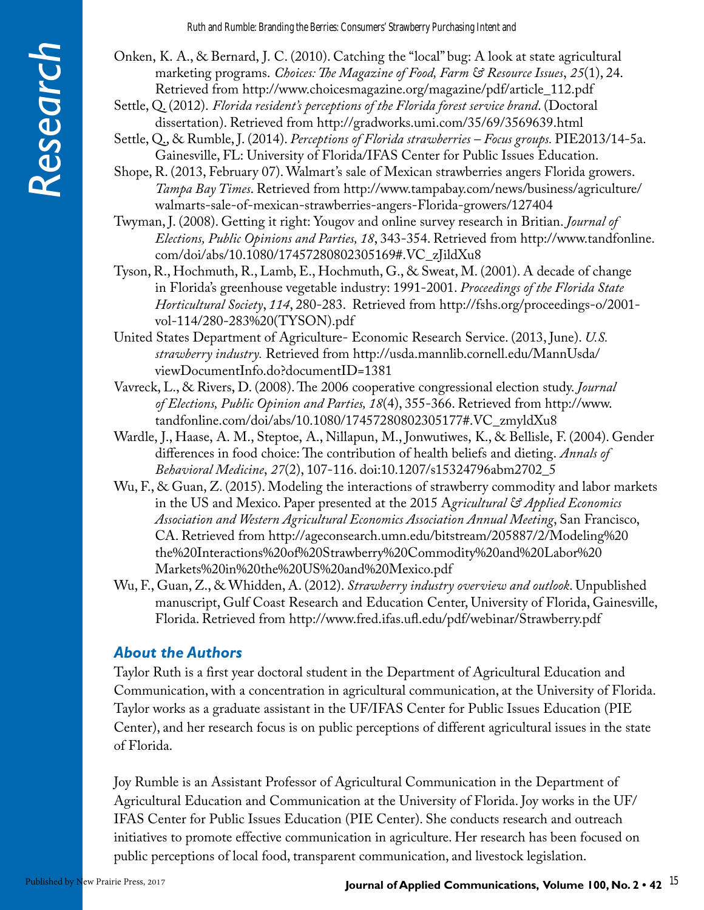Onken, K. A., & Bernard, J. C. (2010). Catching the "local" bug: A look at state agricultural marketing programs. *Choices: The Magazine of Food, Farm & Resource Issues*, *25*(1), 24. Retrieved from http://www.choicesmagazine.org/magazine/pdf/article_112.pdf

Settle, Q. (2012). *Florida resident's perceptions of the Florida forest service brand*. (Doctoral dissertation). Retrieved from http://gradworks.umi.com/35/69/3569639.html

Settle, Q., & Rumble, J. (2014). *Perceptions of Florida strawberries – Focus groups*. PIE2013/14-5a. Gainesville, FL: University of Florida/IFAS Center for Public Issues Education.

Shope, R. (2013, February 07). Walmart's sale of Mexican strawberries angers Florida growers. *Tampa Bay Times*. Retrieved from http://www.tampabay.com/news/business/agriculture/walmarts-sale-of-mexican-strawberries-angers-Florida-growers/127404

Twyman, J. (2008). Getting it right: Yougov and online survey research in Britian. *Journal of Elections, Public Opinions and Parties, 18*, 343-354. Retrieved from http://www.tandfonline.com/doi/abs/10.1080/17457280802305169#.VC_zJildXu8

Tyson, R., Hochmuth, R., Lamb, E., Hochmuth, G., & Sweat, M. (2001). A decade of change in Florida's greenhouse vegetable industry: 1991-2001. *Proceedings of the Florida State Horticultural Society*, *114*, 280-283. Retrieved from http://fshs.org/proceedings-o/2001-vol-114/280-283%20(TYSON).pdf

United States Department of Agriculture- Economic Research Service. (2013, June). *U.S. strawberry industry.* Retrieved from http://usda.mannlib.cornell.edu/MannUsda/viewDocumentInfo.do?documentID=1381

Vavreck, L., & Rivers, D. (2008). The 2006 cooperative congressional election study. *Journal of Elections, Public Opinion and Parties, 18*(4), 355-366. Retrieved from http://www.tandfonline.com/doi/abs/10.1080/17457280802305177#.VC_zmyldXu8

Wardle, J., Haase, A. M., Steptoe, A., Nillapun, M., Jonwutiwes, K., & Bellisle, F. (2004). Gender differences in food choice: The contribution of health beliefs and dieting. *Annals of Behavioral Medicine*, *27*(2), 107-116. doi:10.1207/s15324796abm2702_5

Wu, F., & Guan, Z. (2015). Modeling the interactions of strawberry commodity and labor markets in the US and Mexico. Paper presented at the 2015 A*gricultural & Applied Economics Association and Western Agricultural Economics Association Annual Meeting*, San Francisco, CA. Retrieved from http://ageconsearch.umn.edu/bitstream/205887/2/Modeling%20the%20Interactions%20of%20Strawberry%20Commodity%20and%20Labor%20Markets%20in%20the%20US%20and%20Mexico.pdf

Wu, F., Guan, Z., & Whidden, A. (2012). *Strawberry industry overview and outlook*. Unpublished manuscript, Gulf Coast Research and Education Center, University of Florida, Gainesville, Florida. Retrieved from http://www.fred.ifas.ufl.edu/pdf/webinar/Strawberry.pdf

### *About the Authors*

Taylor Ruth is a first year doctoral student in the Department of Agricultural Education and Communication, with a concentration in agricultural communication, at the University of Florida. Taylor works as a graduate assistant in the UF/IFAS Center for Public Issues Education (PIE Center), and her research focus is on public perceptions of different agricultural issues in the state of Florida.

Joy Rumble is an Assistant Professor of Agricultural Communication in the Department of Agricultural Education and Communication at the University of Florida. Joy works in the UF/IFAS Center for Public Issues Education (PIE Center). She conducts research and outreach initiatives to promote effective communication in agriculture. Her research has been focused on public perceptions of local food, transparent communication, and livestock legislation.